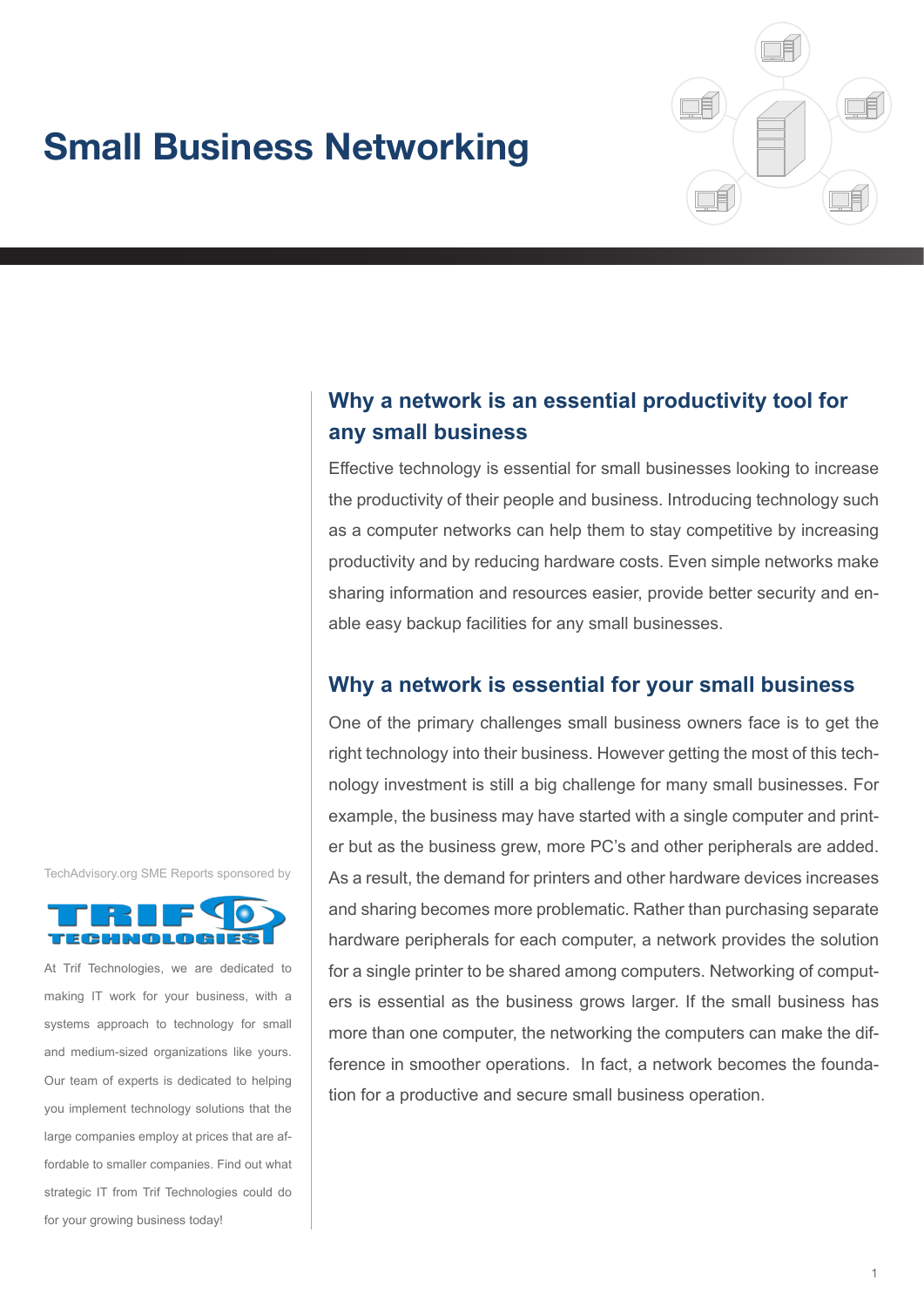# Small Business Networking

## Why a network is an essential productivity tool for any small business

Effective technology is essential for small businesses looking to increase the productivity of their people and business. Introducing technology such as a computer networks can help them to stay competitive by increasing productivity and by reducing hardware costs. Even simple networks make sharing information and resources easier, provide better security and enable easy backup facilities for any small businesses.

## Why a network is essential for your small business

One of the primary challenges small business owners face is to get the right technology into their business. However getting the most of this technology investment is still a big challenge for many small businesses. For example, the business may have started with a single computer and printer but as the business grew, more PC's and other peripherals are added. As a result, the demand for printers and other hardware devices increases and sharing becomes more problematic. Rather than purchasing separate hardware peripherals for each computer, a network provides the solution for a single printer to be shared among computers. Networking of computers is essential as the business grows larger. If the small business has more than one computer, the networking the computers can make the difference in smoother operations. In fact, a network becomes the foundation for a productive and secure small business operation.

TechAdvisory.org SME Reports sponsored by

TRIF TECHNOLOGIES

At Trif Technologies, we are dedicated to making IT work for your business, with a systems approach to technology for small and medium-sized organizations like yours. Our team of experts is dedicated to helping you implement technology solutions that the large companies employ at prices that are affordable to smaller companies. Find out what strategic IT from Trif Technologies could do for your growing business today!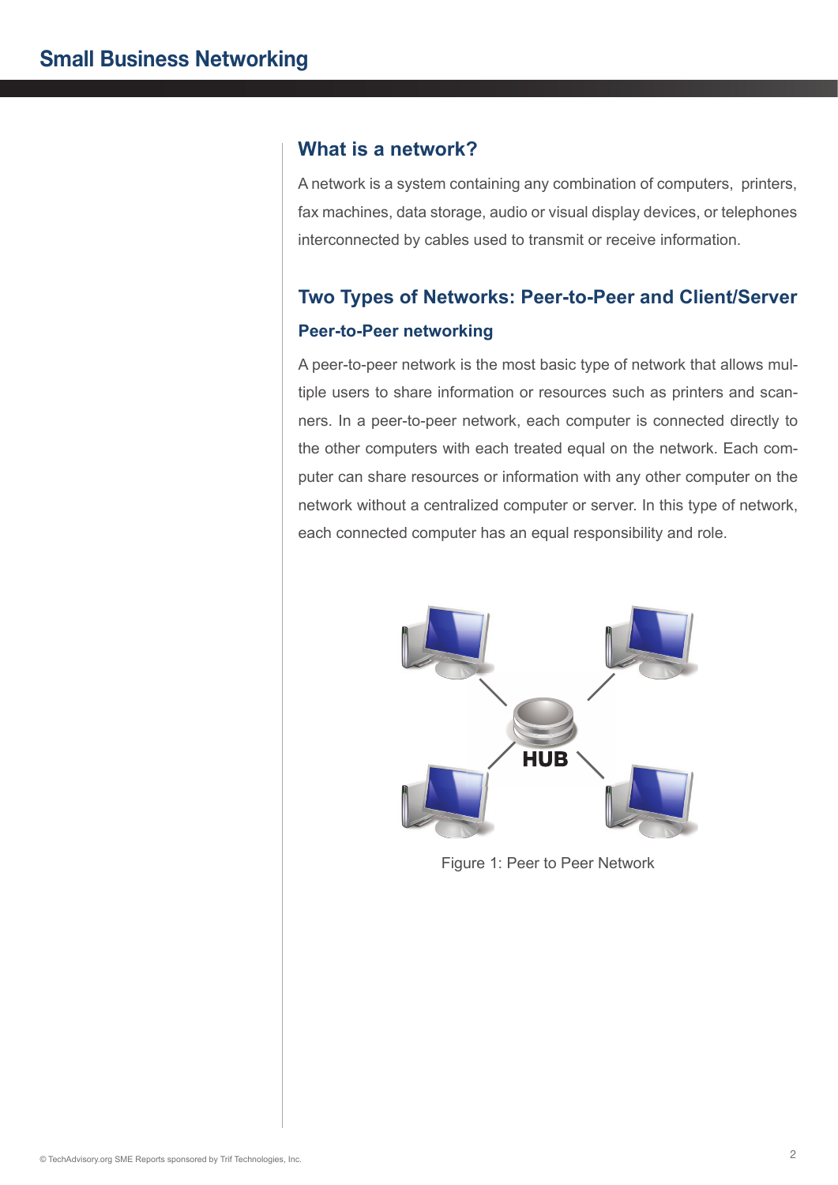## What is a network?

A network is a system containing any combination of computers, printers, fax machines, data storage, audio or visual display devices, or telephones interconnected by cables used to transmit or receive information.

## Two Types of Networks: Peer-to-Peer and Client/Server

### Peer-to-Peer networking

A peer-to-peer network is the most basic type of network that allows multiple users to share information or resources such as printers and scanners. In a peer-to-peer network, each computer is connected directly to the other computers with each treated equal on the network. Each computer can share resources or information with any other computer on the network without a centralized computer or server. In this type of network, each connected computer has an equal responsibility and role.

Figure 1: Peer to Peer Network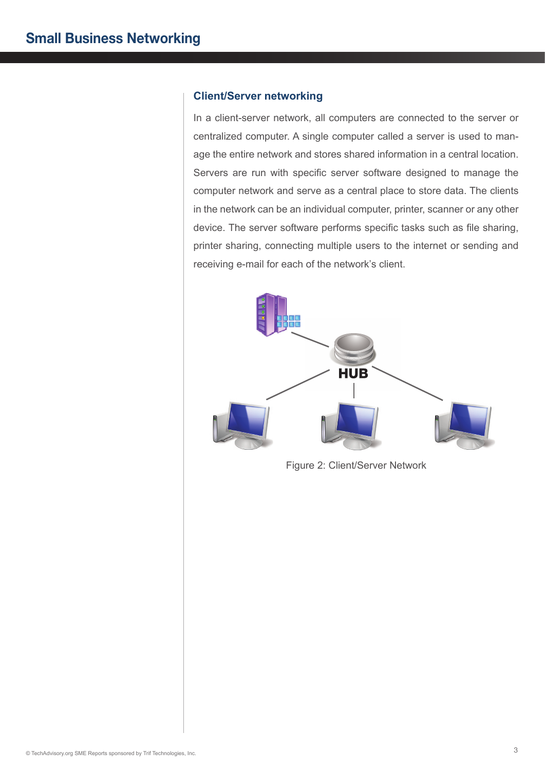## Client/Server networking

In a client-server network, all computers are connected to the server or centralized computer. A single computer called a server is used to manage the entire network and stores shared information in a central location. Servers are run with specific server software designed to manage the computer network and serve as a central place to store data. The clients in the network can be an individual computer, printer, scanner or any other device. The server software performs specific tasks such as file sharing, printer sharing, connecting multiple users to the internet or sending and receiving e-mail for each of the network's client.

Figure 2: Client/Server Network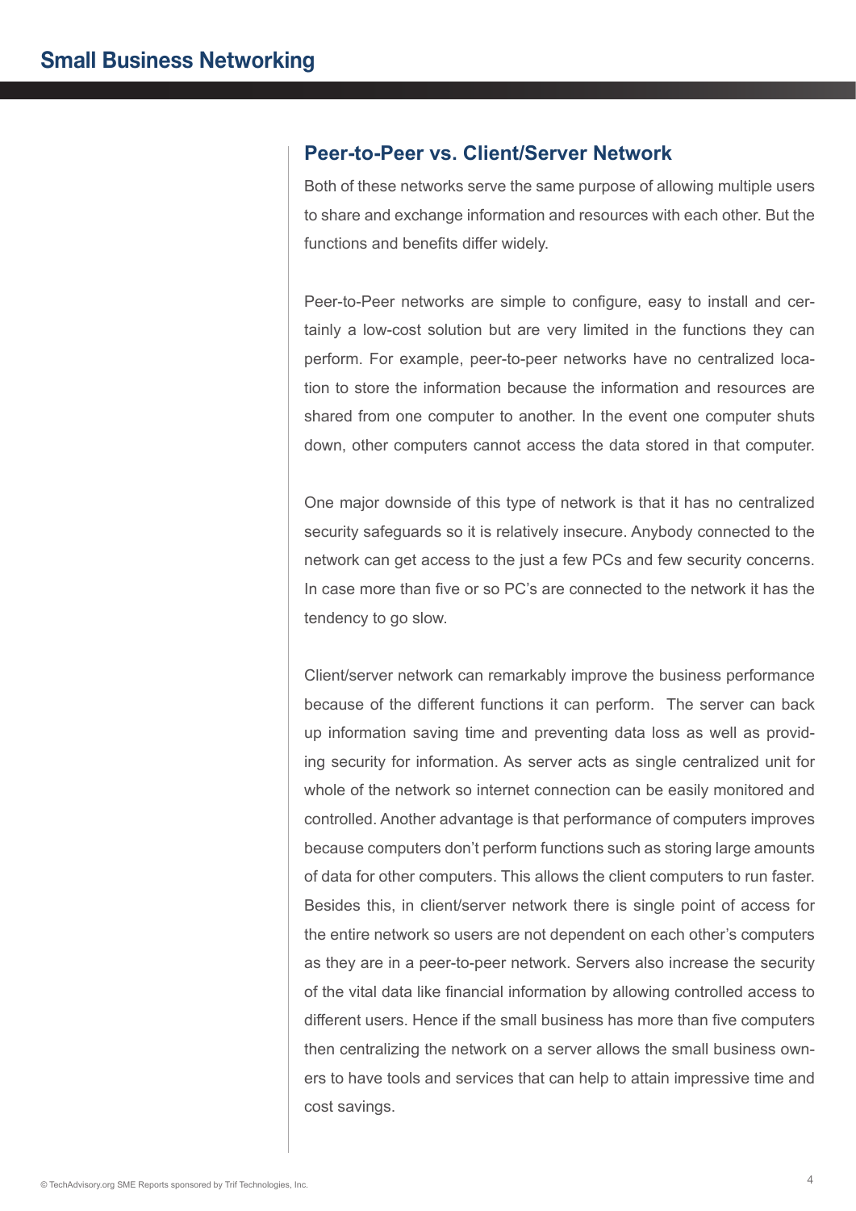## Peer-to-Peer vs. Client/Server Network

Both of these networks serve the same purpose of allowing multiple users to share and exchange information and resources with each other. But the functions and benefits differ widely.

Peer-to-Peer networks are simple to configure, easy to install and certainly a low-cost solution but are very limited in the functions they can perform. For example, peer-to-peer networks have no centralized location to store the information because the information and resources are shared from one computer to another. In the event one computer shuts down, other computers cannot access the data stored in that computer.

One major downside of this type of network is that it has no centralized security safeguards so it is relatively insecure. Anybody connected to the network can get access to the just a few PCs and few security concerns. In case more than five or so PC's are connected to the network it has the tendency to go slow.

Client/server network can remarkably improve the business performance because of the different functions it can perform. The server can back up information saving time and preventing data loss as well as providing security for information. As server acts as single centralized unit for whole of the network so internet connection can be easily monitored and controlled. Another advantage is that performance of computers improves because computers don't perform functions such as storing large amounts of data for other computers. This allows the client computers to run faster. Besides this, in client/server network there is single point of access for the entire network so users are not dependent on each other's computers as they are in a peer-to-peer network. Servers also increase the security of the vital data like financial information by allowing controlled access to different users. Hence if the small business has more than five computers then centralizing the network on a server allows the small business owners to have tools and services that can help to attain impressive time and cost savings.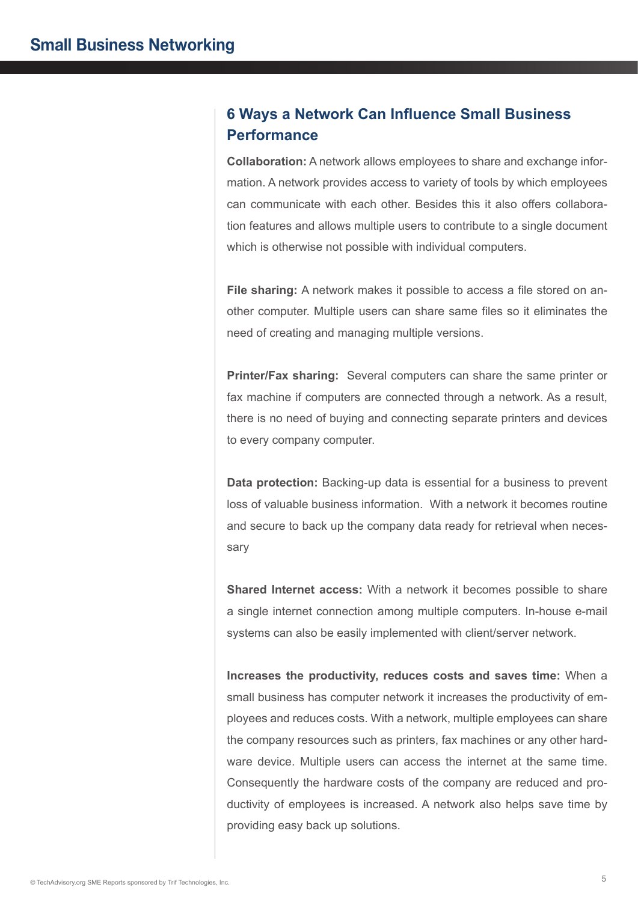## 6 Ways a Network Can Influence Small Business Performance

**Collaboration:** A network allows employees to share and exchange information. A network provides access to variety of tools by which employees can communicate with each other. Besides this it also offers collaboration features and allows multiple users to contribute to a single document which is otherwise not possible with individual computers.

**File sharing:** A network makes it possible to access a file stored on another computer. Multiple users can share same files so it eliminates the need of creating and managing multiple versions.

**Printer/Fax sharing:** Several computers can share the same printer or fax machine if computers are connected through a network. As a result, there is no need of buying and connecting separate printers and devices to every company computer.

**Data protection:** Backing-up data is essential for a business to prevent loss of valuable business information. With a network it becomes routine and secure to back up the company data ready for retrieval when necessary

**Shared Internet access:** With a network it becomes possible to share a single internet connection among multiple computers. In-house e-mail systems can also be easily implemented with client/server network.

**Increases the productivity, reduces costs and saves time:** When a small business has computer network it increases the productivity of employees and reduces costs. With a network, multiple employees can share the company resources such as printers, fax machines or any other hardware device. Multiple users can access the internet at the same time. Consequently the hardware costs of the company are reduced and productivity of employees is increased. A network also helps save time by providing easy back up solutions.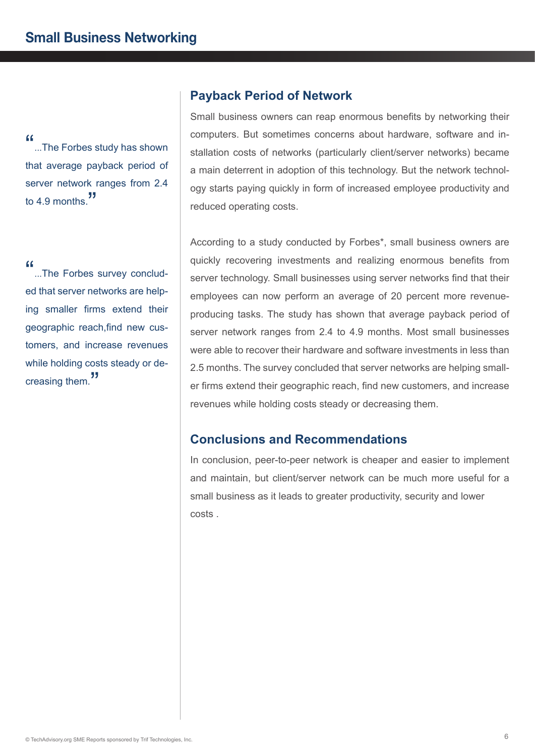> "...The Forbes study has shown that average payback period of server network ranges from 2.4 to 4.9 months."

> "...The Forbes survey concluded that server networks are helping smaller firms extend their geographic reach,find new customers, and increase revenues while holding costs steady or decreasing them."

## Payback Period of Network

Small business owners can reap enormous benefits by networking their computers. But sometimes concerns about hardware, software and installation costs of networks (particularly client/server networks) became a main deterrent in adoption of this technology. But the network technology starts paying quickly in form of increased employee productivity and reduced operating costs.

According to a study conducted by Forbes*, small business owners are quickly recovering investments and realizing enormous benefits from server technology. Small businesses using server networks find that their employees can now perform an average of 20 percent more revenue-producing tasks. The study has shown that average payback period of server network ranges from 2.4 to 4.9 months. Most small businesses were able to recover their hardware and software investments in less than 2.5 months. The survey concluded that server networks are helping smaller firms extend their geographic reach, find new customers, and increase revenues while holding costs steady or decreasing them.

## Conclusions and Recommendations

In conclusion, peer-to-peer network is cheaper and easier to implement and maintain, but client/server network can be much more useful for a small business as it leads to greater productivity, security and lower costs .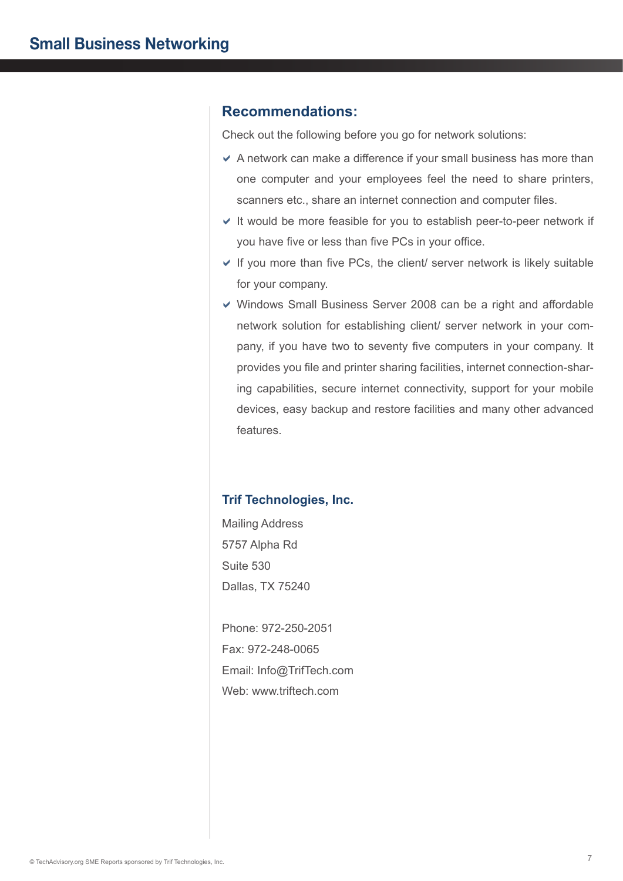## Recommendations:

Check out the following before you go for network solutions:

- A network can make a difference if your small business has more than one computer and your employees feel the need to share printers, scanners etc., share an internet connection and computer files.
- It would be more feasible for you to establish peer-to-peer network if you have five or less than five PCs in your office.
- If you more than five PCs, the client/ server network is likely suitable for your company.
- Windows Small Business Server 2008 can be a right and affordable network solution for establishing client/ server network in your company, if you have two to seventy five computers in your company. It provides you file and printer sharing facilities, internet connection-sharing capabilities, secure internet connectivity, support for your mobile devices, easy backup and restore facilities and many other advanced features.

### Trif Technologies, Inc.

Mailing Address
5757 Alpha Rd
Suite 530
Dallas, TX 75240

Phone: 972-250-2051
Fax: 972-248-0065
Email: Info@TrifTech.com
Web: www.triftech.com